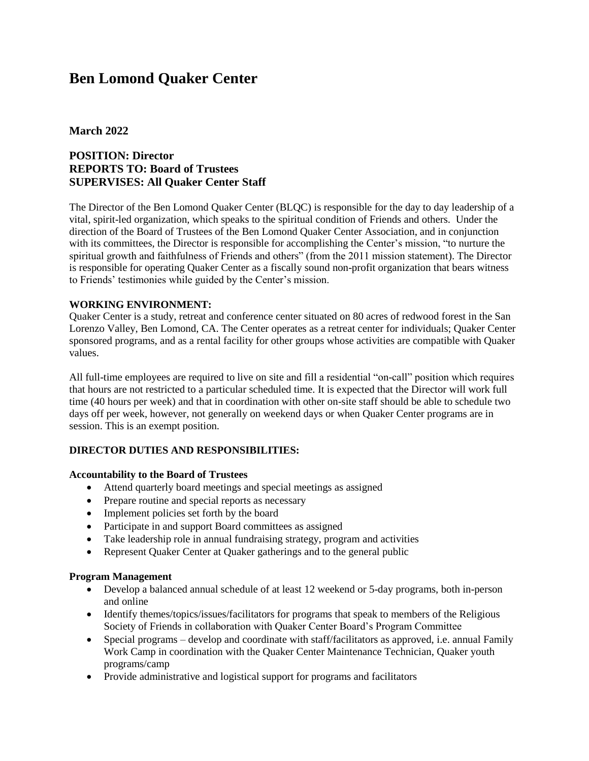# Ben Lomond Quaker Center

**March 2022**

**POSITION: Director**
**REPORTS TO: Board of Trustees**
**SUPERVISES: All Quaker Center Staff**

The Director of the Ben Lomond Quaker Center (BLQC) is responsible for the day to day leadership of a vital, spirit-led organization, which speaks to the spiritual condition of Friends and others. Under the direction of the Board of Trustees of the Ben Lomond Quaker Center Association, and in conjunction with its committees, the Director is responsible for accomplishing the Center's mission, "to nurture the spiritual growth and faithfulness of Friends and others" (from the 2011 mission statement). The Director is responsible for operating Quaker Center as a fiscally sound non-profit organization that bears witness to Friends' testimonies while guided by the Center's mission.

**WORKING ENVIRONMENT:**

Quaker Center is a study, retreat and conference center situated on 80 acres of redwood forest in the San Lorenzo Valley, Ben Lomond, CA. The Center operates as a retreat center for individuals; Quaker Center sponsored programs, and as a rental facility for other groups whose activities are compatible with Quaker values.

All full-time employees are required to live on site and fill a residential "on-call" position which requires that hours are not restricted to a particular scheduled time. It is expected that the Director will work full time (40 hours per week) and that in coordination with other on-site staff should be able to schedule two days off per week, however, not generally on weekend days or when Quaker Center programs are in session. This is an exempt position.

**DIRECTOR DUTIES AND RESPONSIBILITIES:**

**Accountability to the Board of Trustees**

- Attend quarterly board meetings and special meetings as assigned
- Prepare routine and special reports as necessary
- Implement policies set forth by the board
- Participate in and support Board committees as assigned
- Take leadership role in annual fundraising strategy, program and activities
- Represent Quaker Center at Quaker gatherings and to the general public

**Program Management**

- Develop a balanced annual schedule of at least 12 weekend or 5-day programs, both in-person and online
- Identify themes/topics/issues/facilitators for programs that speak to members of the Religious Society of Friends in collaboration with Quaker Center Board's Program Committee
- Special programs – develop and coordinate with staff/facilitators as approved, i.e. annual Family Work Camp in coordination with the Quaker Center Maintenance Technician, Quaker youth programs/camp
- Provide administrative and logistical support for programs and facilitators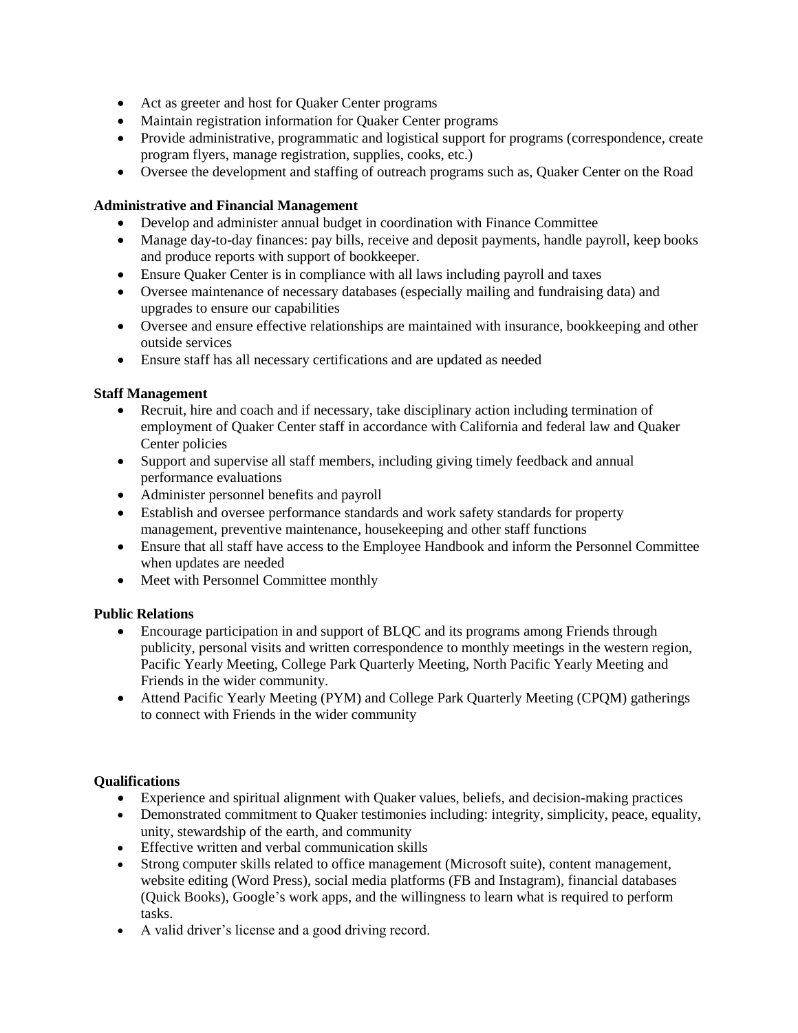- Act as greeter and host for Quaker Center programs
- Maintain registration information for Quaker Center programs
- Provide administrative, programmatic and logistical support for programs (correspondence, create program flyers, manage registration, supplies, cooks, etc.)
- Oversee the development and staffing of outreach programs such as, Quaker Center on the Road

**Administrative and Financial Management**

- Develop and administer annual budget in coordination with Finance Committee
- Manage day-to-day finances: pay bills, receive and deposit payments, handle payroll, keep books and produce reports with support of bookkeeper.
- Ensure Quaker Center is in compliance with all laws including payroll and taxes
- Oversee maintenance of necessary databases (especially mailing and fundraising data) and upgrades to ensure our capabilities
- Oversee and ensure effective relationships are maintained with insurance, bookkeeping and other outside services
- Ensure staff has all necessary certifications and are updated as needed

**Staff Management**

- Recruit, hire and coach and if necessary, take disciplinary action including termination of employment of Quaker Center staff in accordance with California and federal law and Quaker Center policies
- Support and supervise all staff members, including giving timely feedback and annual performance evaluations
- Administer personnel benefits and payroll
- Establish and oversee performance standards and work safety standards for property management, preventive maintenance, housekeeping and other staff functions
- Ensure that all staff have access to the Employee Handbook and inform the Personnel Committee when updates are needed
- Meet with Personnel Committee monthly

**Public Relations**

- Encourage participation in and support of BLQC and its programs among Friends through publicity, personal visits and written correspondence to monthly meetings in the western region, Pacific Yearly Meeting, College Park Quarterly Meeting, North Pacific Yearly Meeting and Friends in the wider community.
- Attend Pacific Yearly Meeting (PYM) and College Park Quarterly Meeting (CPQM) gatherings to connect with Friends in the wider community

**Qualifications**

- Experience and spiritual alignment with Quaker values, beliefs, and decision-making practices
- Demonstrated commitment to Quaker testimonies including: integrity, simplicity, peace, equality, unity, stewardship of the earth, and community
- Effective written and verbal communication skills
- Strong computer skills related to office management (Microsoft suite), content management, website editing (Word Press), social media platforms (FB and Instagram), financial databases (Quick Books), Google's work apps, and the willingness to learn what is required to perform tasks.
- A valid driver's license and a good driving record.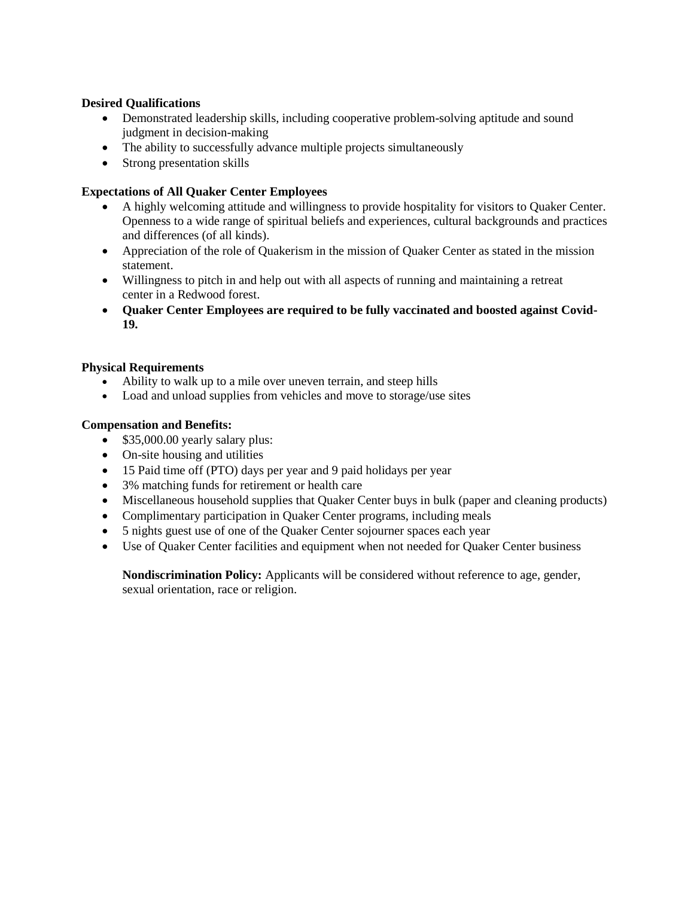**Desired Qualifications**

- Demonstrated leadership skills, including cooperative problem-solving aptitude and sound judgment in decision-making
- The ability to successfully advance multiple projects simultaneously
- Strong presentation skills

**Expectations of All Quaker Center Employees**

- A highly welcoming attitude and willingness to provide hospitality for visitors to Quaker Center. Openness to a wide range of spiritual beliefs and experiences, cultural backgrounds and practices and differences (of all kinds).
- Appreciation of the role of Quakerism in the mission of Quaker Center as stated in the mission statement.
- Willingness to pitch in and help out with all aspects of running and maintaining a retreat center in a Redwood forest.
- **Quaker Center Employees are required to be fully vaccinated and boosted against Covid-19.**

**Physical Requirements**

- Ability to walk up to a mile over uneven terrain, and steep hills
- Load and unload supplies from vehicles and move to storage/use sites

**Compensation and Benefits:**

- $35,000.00 yearly salary plus:
- On-site housing and utilities
- 15 Paid time off (PTO) days per year and 9 paid holidays per year
- 3% matching funds for retirement or health care
- Miscellaneous household supplies that Quaker Center buys in bulk (paper and cleaning products)
- Complimentary participation in Quaker Center programs, including meals
- 5 nights guest use of one of the Quaker Center sojourner spaces each year
- Use of Quaker Center facilities and equipment when not needed for Quaker Center business

**Nondiscrimination Policy:** Applicants will be considered without reference to age, gender, sexual orientation, race or religion.